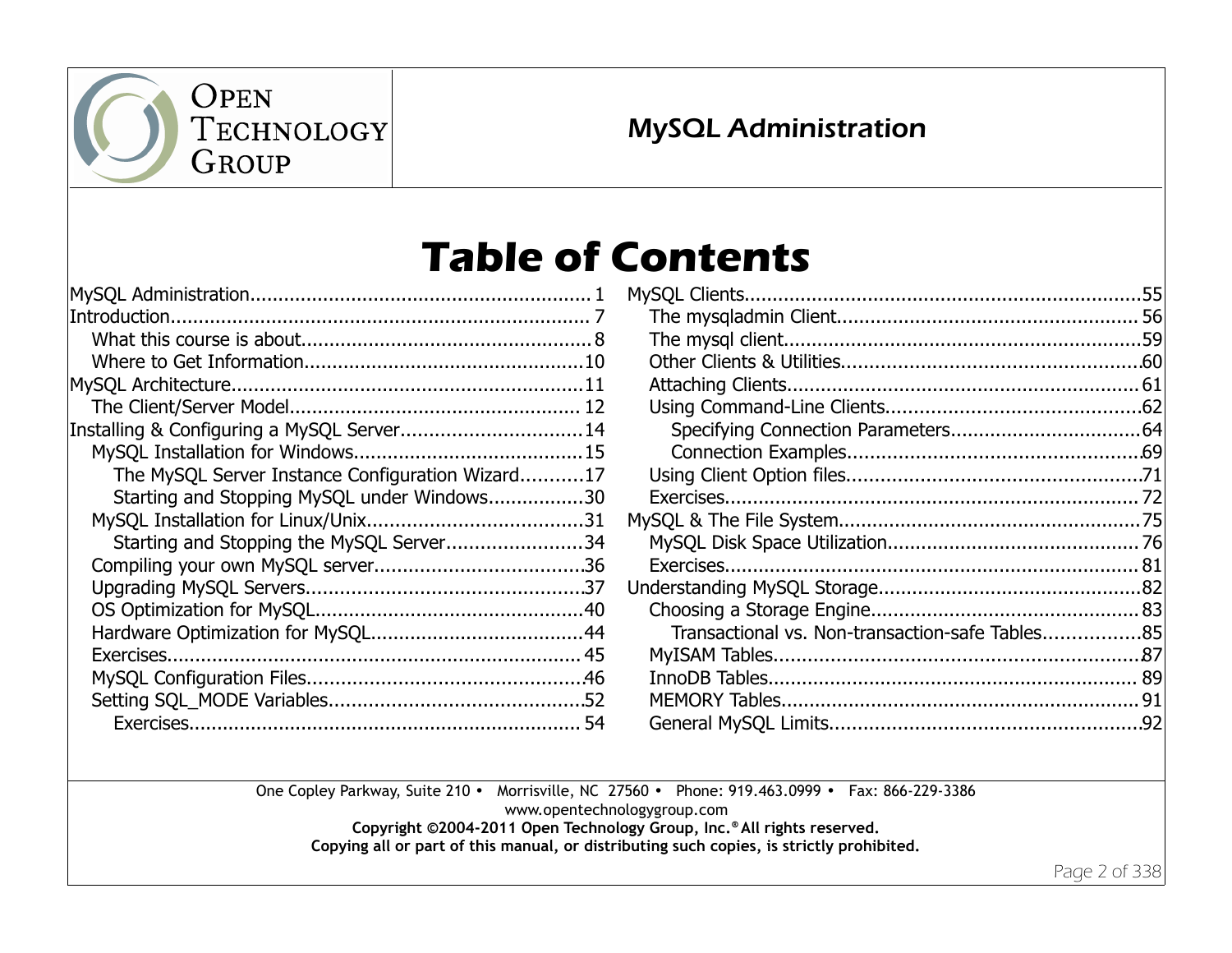# Table of Contents

- MySQL Administration ... 1
- Introduction ... 7
  - What this course is about ... 8
  - Where to Get Information ... 10
- MySQL Architecture ... 11
  - The Client/Server Model ... 12
- Installing & Configuring a MySQL Server ... 14
  - MySQL Installation for Windows ... 15
    - The MySQL Server Instance Configuration Wizard ... 17
    - Starting and Stopping MySQL under Windows ... 30
  - MySQL Installation for Linux/Unix ... 31
    - Starting and Stopping the MySQL Server ... 34
  - Compiling your own MySQL server ... 36
  - Upgrading MySQL Servers ... 37
  - OS Optimization for MySQL ... 40
  - Hardware Optimization for MySQL ... 44
  - Exercises ... 45
  - MySQL Configuration Files ... 46
  - Setting SQL_MODE Variables ... 52
    - Exercises ... 54
- MySQL Clients ... 55
  - The mysqladmin Client ... 56
  - The mysql client ... 59
  - Other Clients & Utilities ... 60
  - Attaching Clients ... 61
  - Using Command-Line Clients ... 62
    - Specifying Connection Parameters ... 64
    - Connection Examples ... 69
  - Using Client Option files ... 71
  - Exercises ... 72
- MySQL & The File System ... 75
  - MySQL Disk Space Utilization ... 76
  - Exercises ... 81
- Understanding MySQL Storage ... 82
  - Choosing a Storage Engine ... 83
    - Transactional vs. Non-transaction-safe Tables ... 85
  - MyISAM Tables ... 87
  - InnoDB Tables ... 89
  - MEMORY Tables ... 91
  - General MySQL Limits ... 92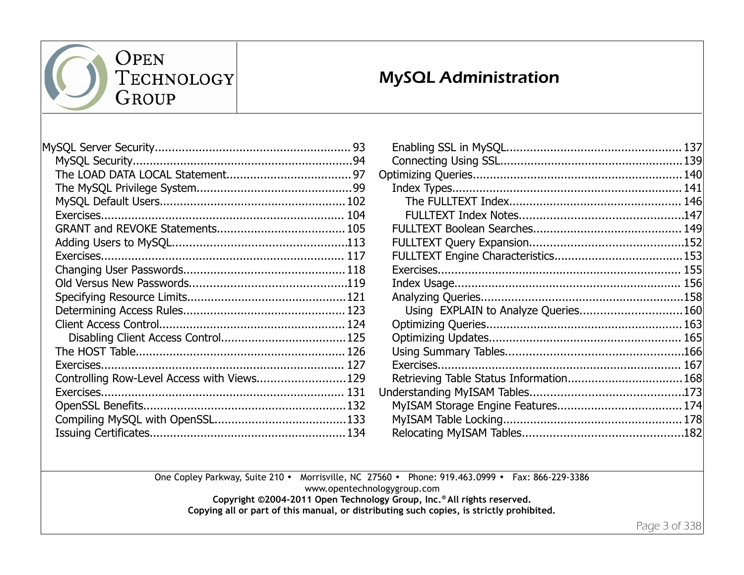- MySQL Server Security ........ 93
  - MySQL Security ........ 94
  - The LOAD DATA LOCAL Statement ........ 97
  - The MySQL Privilege System ........ 99
  - MySQL Default Users ........ 102
  - Exercises ........ 104
  - GRANT and REVOKE Statements ........ 105
  - Adding Users to MySQL ........ 113
  - Exercises ........ 117
  - Changing User Passwords ........ 118
  - Old Versus New Passwords ........ 119
  - Specifying Resource Limits ........ 121
  - Determining Access Rules ........ 123
  - Client Access Control ........ 124
    - Disabling Client Access Control ........ 125
  - The HOST Table ........ 126
  - Exercises ........ 127
  - Controlling Row-Level Access with Views ........ 129
  - Exercises ........ 131
  - OpenSSL Benefits ........ 132
  - Compiling MySQL with OpenSSL ........ 133
  - Issuing Certificates ........ 134
  - Enabling SSL in MySQL ........ 137
  - Connecting Using SSL ........ 139
- Optimizing Queries ........ 140
  - Index Types ........ 141
    - The FULLTEXT Index ........ 146
    - FULLTEXT Index Notes ........ 147
  - FULLTEXT Boolean Searches ........ 149
  - FULLTEXT Query Expansion ........ 152
  - FULLTEXT Engine Characteristics ........ 153
  - Exercises ........ 155
  - Index Usage ........ 156
  - Analyzing Queries ........ 158
    - Using EXPLAIN to Analyze Queries ........ 160
  - Optimizing Queries ........ 163
  - Optimizing Updates ........ 165
  - Using Summary Tables ........ 166
  - Exercises ........ 167
  - Retrieving Table Status Information ........ 168
- Understanding MyISAM Tables ........ 173
  - MyISAM Storage Engine Features ........ 174
  - MyISAM Table Locking ........ 178
  - Relocating MyISAM Tables ........ 182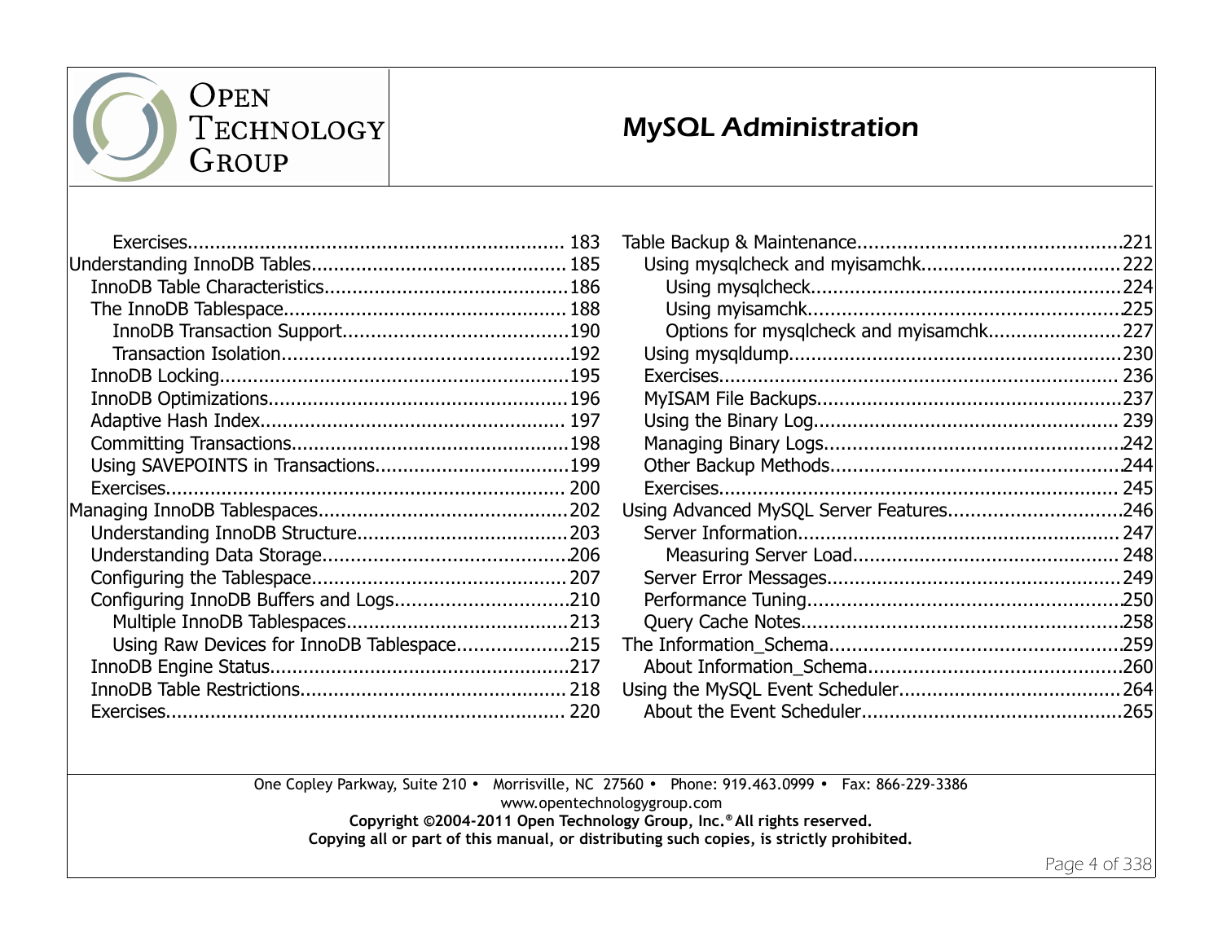- Exercises.................................................................... 183
- Understanding InnoDB Tables............................................. 185
  - InnoDB Table Characteristics...........................................186
  - The InnoDB Tablespace.................................................. 188
    - InnoDB Transaction Support.......................................190
    - Transaction Isolation..................................................192
  - InnoDB Locking.............................................................195
  - InnoDB Optimizations.....................................................196
  - Adaptive Hash Index...................................................... 197
  - Committing Transactions................................................198
  - Using SAVEPOINTS in Transactions..................................199
  - Exercises...................................................................... 200
- Managing InnoDB Tablespaces............................................202
  - Understanding InnoDB Structure.....................................203
  - Understanding Data Storage............................................206
  - Configuring the Tablespace............................................. 207
  - Configuring InnoDB Buffers and Logs...............................210
    - Multiple InnoDB Tablespaces.......................................213
    - Using Raw Devices for InnoDB Tablespace....................215
  - InnoDB Engine Status.....................................................217
  - InnoDB Table Restrictions............................................... 218
  - Exercises...................................................................... 220
- Table Backup & Maintenance..............................................221
  - Using mysqlcheck and myisamchk....................................222
    - Using mysqlcheck......................................................224
    - Using myisamchk.......................................................225
    - Options for mysqlcheck and myisamchk.......................227
  - Using mysqldump..........................................................230
  - Exercises...................................................................... 236
  - MyISAM File Backups.....................................................237
  - Using the Binary Log...................................................... 239
  - Managing Binary Logs.....................................................242
  - Other Backup Methods....................................................244
  - Exercises...................................................................... 245
- Using Advanced MySQL Server Features..............................246
  - Server Information......................................................... 247
    - Measuring Server Load............................................... 248
  - Server Error Messages....................................................249
  - Performance Tuning.......................................................250
  - Query Cache Notes.........................................................258
- The Information_Schema....................................................259
  - About Information_Schema............................................260
- Using the MySQL Event Scheduler........................................264
  - About the Event Scheduler..............................................265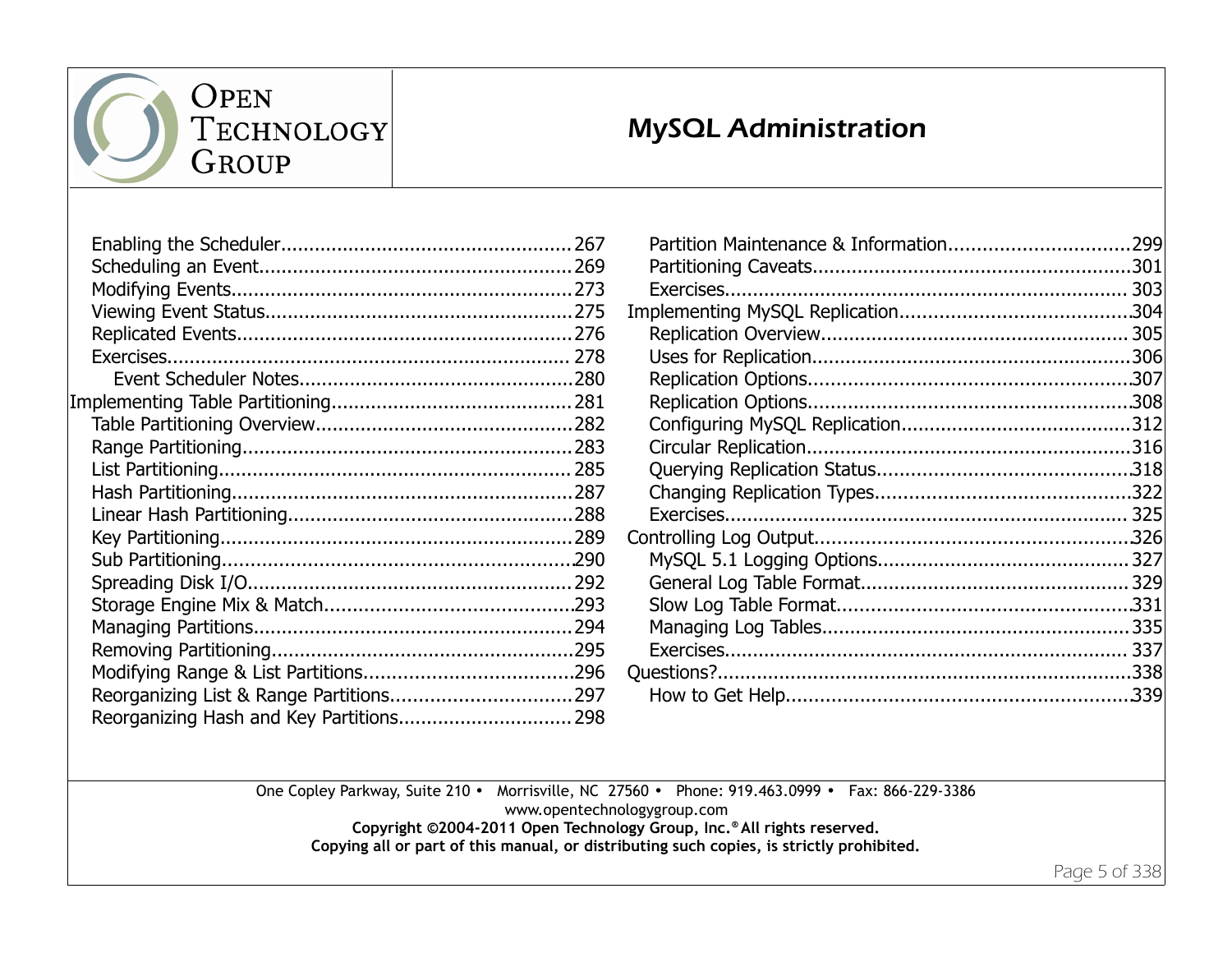Enabling the Scheduler....................................................267
Scheduling an Event........................................................269
Modifying Events............................................................273
Viewing Event Status......................................................275
Replicated Events...........................................................276
Exercises....................................................................... 278
Event Scheduler Notes...............................................280
Implementing Table Partitioning............................................281
Table Partitioning Overview.............................................282
Range Partitioning...........................................................283
List Partitioning............................................................... 285
Hash Partitioning............................................................287
Linear Hash Partitioning..................................................288
Key Partitioning..............................................................289
Sub Partitioning..............................................................290
Spreading Disk I/O..........................................................292
Storage Engine Mix & Match............................................293
Managing Partitions.........................................................294
Removing Partitioning.....................................................295
Modifying Range & List Partitions.....................................296
Reorganizing List & Range Partitions................................297
Reorganizing Hash and Key Partitions..............................298
Partition Maintenance & Information................................299
Partitioning Caveats........................................................301
Exercises....................................................................... 303
Implementing MySQL Replication.........................................304
Replication Overview...................................................... 305
Uses for Replication........................................................306
Replication Options.........................................................307
Replication Options.........................................................308
Configuring MySQL Replication.........................................312
Circular Replication.........................................................316
Querying Replication Status.............................................318
Changing Replication Types.............................................322
Exercises....................................................................... 325
Controlling Log Output........................................................326
MySQL 5.1 Logging Options............................................ 327
General Log Table Format............................................... 329
Slow Log Table Format....................................................331
Managing Log Tables...................................................... 335
Exercises....................................................................... 337
Questions?..........................................................................338
How to Get Help.............................................................339